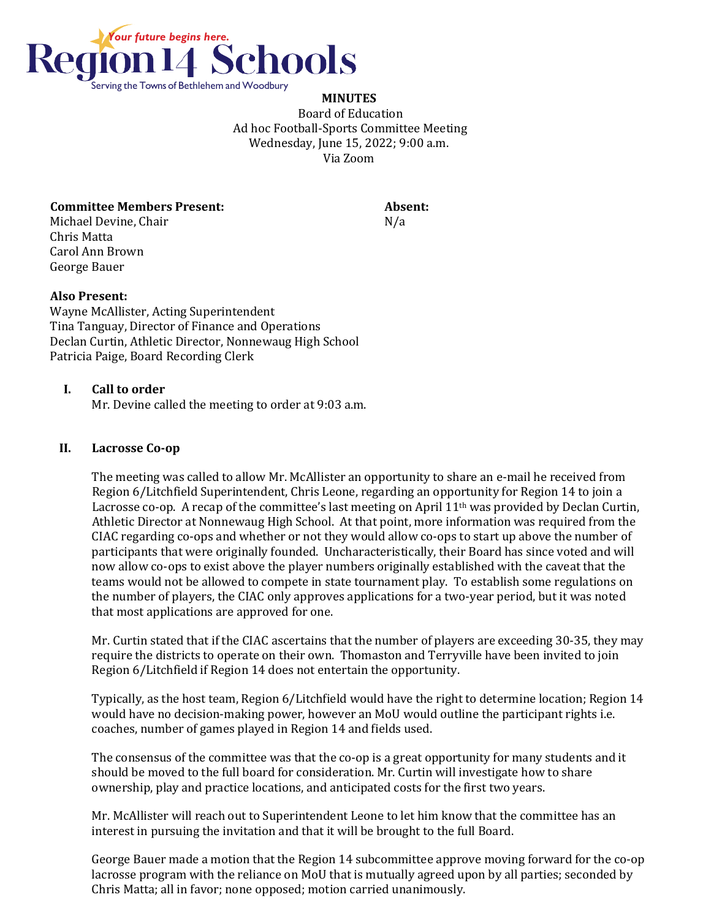Region 14 Schools
*Your future begins here.*
Serving the Towns of Bethlehem and Woodbury

**MINUTES**
Board of Education
Ad hoc Football-Sports Committee Meeting
Wednesday, June 15, 2022; 9:00 a.m.
Via Zoom

**Committee Members Present:**
Michael Devine, Chair
Chris Matta
Carol Ann Brown
George Bauer

**Absent:**
N/a

**Also Present:**
Wayne McAllister, Acting Superintendent
Tina Tanguay, Director of Finance and Operations
Declan Curtin, Athletic Director, Nonnewaug High School
Patricia Paige, Board Recording Clerk

## I. Call to order

Mr. Devine called the meeting to order at 9:03 a.m.

## II. Lacrosse Co-op

The meeting was called to allow Mr. McAllister an opportunity to share an e-mail he received from Region 6/Litchfield Superintendent, Chris Leone, regarding an opportunity for Region 14 to join a Lacrosse co-op. A recap of the committee's last meeting on April 11th was provided by Declan Curtin, Athletic Director at Nonnewaug High School. At that point, more information was required from the CIAC regarding co-ops and whether or not they would allow co-ops to start up above the number of participants that were originally founded. Uncharacteristically, their Board has since voted and will now allow co-ops to exist above the player numbers originally established with the caveat that the teams would not be allowed to compete in state tournament play. To establish some regulations on the number of players, the CIAC only approves applications for a two-year period, but it was noted that most applications are approved for one.

Mr. Curtin stated that if the CIAC ascertains that the number of players are exceeding 30-35, they may require the districts to operate on their own. Thomaston and Terryville have been invited to join Region 6/Litchfield if Region 14 does not entertain the opportunity.

Typically, as the host team, Region 6/Litchfield would have the right to determine location; Region 14 would have no decision-making power, however an MoU would outline the participant rights i.e. coaches, number of games played in Region 14 and fields used.

The consensus of the committee was that the co-op is a great opportunity for many students and it should be moved to the full board for consideration. Mr. Curtin will investigate how to share ownership, play and practice locations, and anticipated costs for the first two years.

Mr. McAllister will reach out to Superintendent Leone to let him know that the committee has an interest in pursuing the invitation and that it will be brought to the full Board.

George Bauer made a motion that the Region 14 subcommittee approve moving forward for the co-op lacrosse program with the reliance on MoU that is mutually agreed upon by all parties; seconded by Chris Matta; all in favor; none opposed; motion carried unanimously.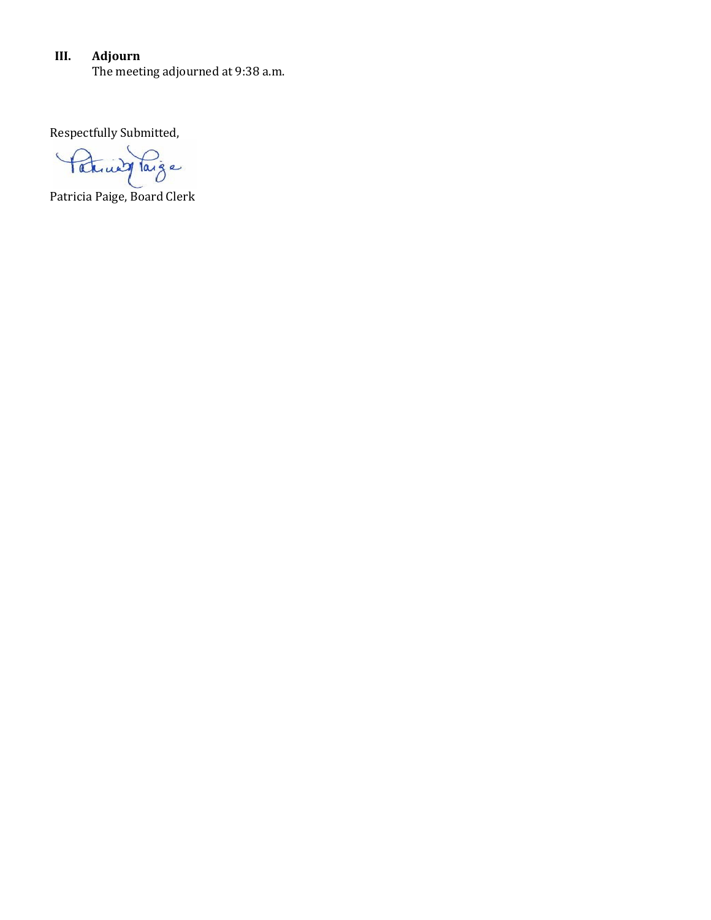## III. Adjourn

The meeting adjourned at 9:38 a.m.

Respectfully Submitted,

Patricia Paige, Board Clerk